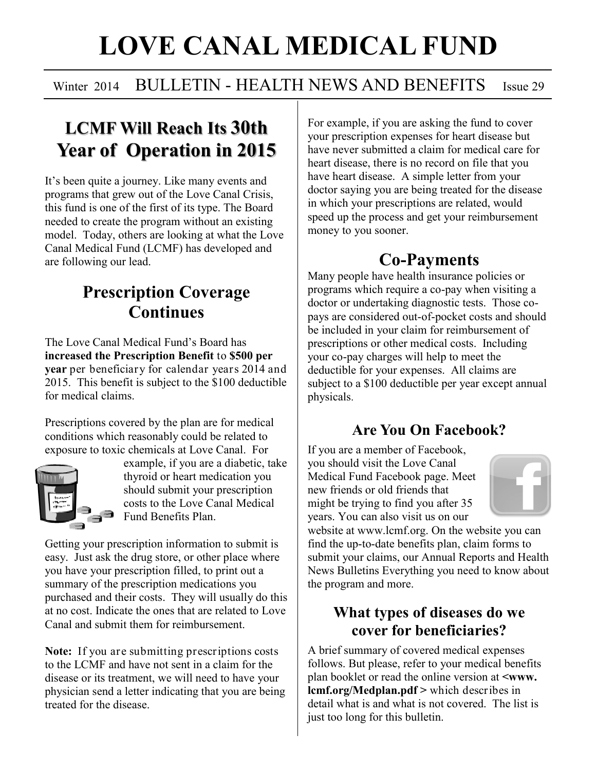# LOVE CANAL MEDICAL FUND

Winter 2014 BULLETIN - HEALTH NEWS AND BENEFITS Issue 29

## LCMF Will Reach Its 30th Year of Operation in 2015

It's been quite a journey. Like many events and programs that grew out of the Love Canal Crisis, this fund is one of the first of its type. The Board needed to create the program without an existing model. Today, others are looking at what the Love Canal Medical Fund (LCMF) has developed and are following our lead.

## Prescription Coverage Continues

The Love Canal Medical Fund's Board has **increased the Prescription Benefit** to **$500 per year** per beneficiary for calendar years 2014 and 2015. This benefit is subject to the $100 deductible for medical claims.

Prescriptions covered by the plan are for medical conditions which reasonably could be related to exposure to toxic chemicals at Love Canal. For example, if you are a diabetic, take thyroid or heart medication you should submit your prescription costs to the Love Canal Medical Fund Benefits Plan.

Getting your prescription information to submit is easy. Just ask the drug store, or other place where you have your prescription filled, to print out a summary of the prescription medications you purchased and their costs. They will usually do this at no cost. Indicate the ones that are related to Love Canal and submit them for reimbursement.

**Note:** If you are submitting prescriptions costs to the LCMF and have not sent in a claim for the disease or its treatment, we will need to have your physician send a letter indicating that you are being treated for the disease.

For example, if you are asking the fund to cover your prescription expenses for heart disease but have never submitted a claim for medical care for heart disease, there is no record on file that you have heart disease. A simple letter from your doctor saying you are being treated for the disease in which your prescriptions are related, would speed up the process and get your reimbursement money to you sooner.

## Co-Payments

Many people have health insurance policies or programs which require a co-pay when visiting a doctor or undertaking diagnostic tests. Those co-pays are considered out-of-pocket costs and should be included in your claim for reimbursement of prescriptions or other medical costs. Including your co-pay charges will help to meet the deductible for your expenses. All claims are subject to a $100 deductible per year except annual physicals.

### Are You On Facebook?

If you are a member of Facebook, you should visit the Love Canal Medical Fund Facebook page. Meet new friends or old friends that might be trying to find you after 35 years. You can also visit us on our website at www.lcmf.org. On the website you can find the up-to-date benefits plan, claim forms to submit your claims, our Annual Reports and Health News Bulletins Everything you need to know about the program and more.

### What types of diseases do we cover for beneficiaries?

A brief summary of covered medical expenses follows. But please, refer to your medical benefits plan booklet or read the online version at **<www.lcmf.org/Medplan.pdf >** which describes in detail what is and what is not covered. The list is just too long for this bulletin.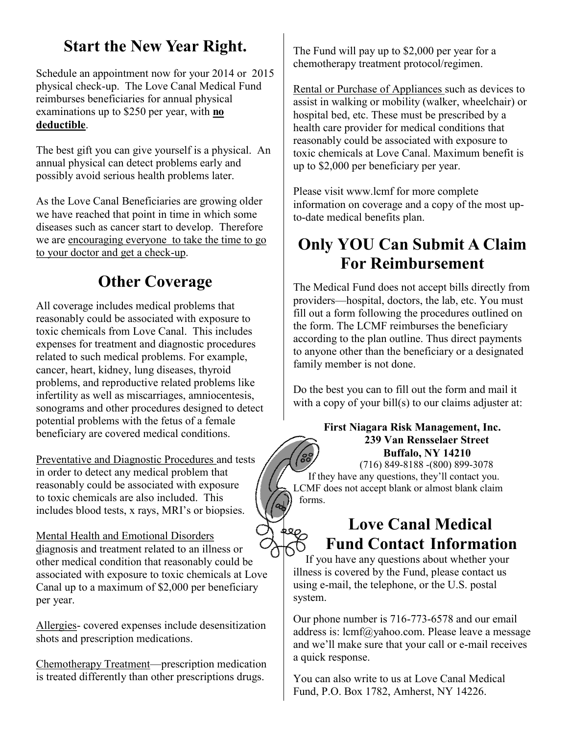## Start the New Year Right.

Schedule an appointment now for your 2014 or 2015 physical check-up. The Love Canal Medical Fund reimburses beneficiaries for annual physical examinations up to $250 per year, with **no deductible**.

The best gift you can give yourself is a physical. An annual physical can detect problems early and possibly avoid serious health problems later.

As the Love Canal Beneficiaries are growing older we have reached that point in time in which some diseases such as cancer start to develop. Therefore we are encouraging everyone to take the time to go to your doctor and get a check-up.

## Other Coverage

All coverage includes medical problems that reasonably could be associated with exposure to toxic chemicals from Love Canal. This includes expenses for treatment and diagnostic procedures related to such medical problems. For example, cancer, heart, kidney, lung diseases, thyroid problems, and reproductive related problems like infertility as well as miscarriages, amniocentesis, sonograms and other procedures designed to detect potential problems with the fetus of a female beneficiary are covered medical conditions.

Preventative and Diagnostic Procedures and tests in order to detect any medical problem that reasonably could be associated with exposure to toxic chemicals are also included. This includes blood tests, x rays, MRI's or biopsies.

Mental Health and Emotional Disorders diagnosis and treatment related to an illness or other medical condition that reasonably could be associated with exposure to toxic chemicals at Love Canal up to a maximum of $2,000 per beneficiary per year.

Allergies- covered expenses include desensitization shots and prescription medications.

Chemotherapy Treatment—prescription medication is treated differently than other prescriptions drugs. The Fund will pay up to $2,000 per year for a chemotherapy treatment protocol/regimen.

Rental or Purchase of Appliances such as devices to assist in walking or mobility (walker, wheelchair) or hospital bed, etc. These must be prescribed by a health care provider for medical conditions that reasonably could be associated with exposure to toxic chemicals at Love Canal. Maximum benefit is up to $2,000 per beneficiary per year.

Please visit www.lcmf for more complete information on coverage and a copy of the most up-to-date medical benefits plan.

## Only YOU Can Submit A Claim For Reimbursement

The Medical Fund does not accept bills directly from providers—hospital, doctors, the lab, etc. You must fill out a form following the procedures outlined on the form. The LCMF reimburses the beneficiary according to the plan outline. Thus direct payments to anyone other than the beneficiary or a designated family member is not done.

Do the best you can to fill out the form and mail it with a copy of your bill(s) to our claims adjuster at:

**First Niagara Risk Management, Inc.**
**239 Van Rensselaer Street**
**Buffalo, NY 14210**
(716) 849-8188 -(800) 899-3078

If they have any questions, they'll contact you. LCMF does not accept blank or almost blank claim forms.

## Love Canal Medical Fund Contact Information

If you have any questions about whether your illness is covered by the Fund, please contact us using e-mail, the telephone, or the U.S. postal system.

Our phone number is 716-773-6578 and our email address is: lcmf@yahoo.com. Please leave a message and we'll make sure that your call or e-mail receives a quick response.

You can also write to us at Love Canal Medical Fund, P.O. Box 1782, Amherst, NY 14226.